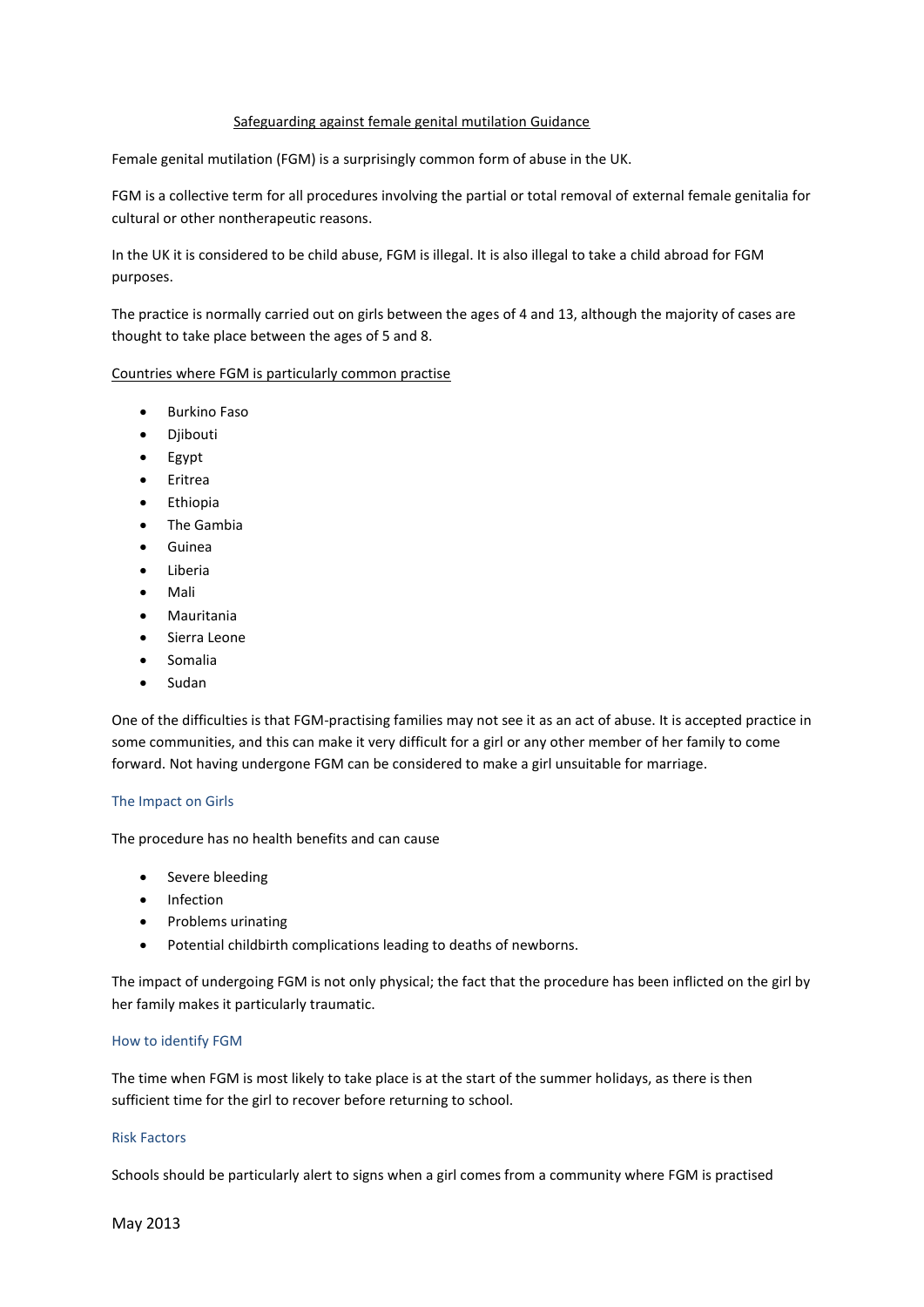## Safeguarding against female genital mutilation Guidance

Female genital mutilation (FGM) is a surprisingly common form of abuse in the UK.

FGM is a collective term for all procedures involving the partial or total removal of external female genitalia for cultural or other nontherapeutic reasons.

In the UK it is considered to be child abuse, FGM is illegal. It is also illegal to take a child abroad for FGM purposes.

The practice is normally carried out on girls between the ages of 4 and 13, although the majority of cases are thought to take place between the ages of 5 and 8.

### Countries where FGM is particularly common practise

- Burkino Faso
- Djibouti
- Egypt
- Eritrea
- Ethiopia
- The Gambia
- Guinea
- Liberia
- Mali
- Mauritania
- Sierra Leone
- Somalia
- Sudan

One of the difficulties is that FGM-practising families may not see it as an act of abuse. It is accepted practice in some communities, and this can make it very difficult for a girl or any other member of her family to come forward. Not having undergone FGM can be considered to make a girl unsuitable for marriage.

### The Impact on Girls

The procedure has no health benefits and can cause

- Severe bleeding
- Infection
- Problems urinating
- Potential childbirth complications leading to deaths of newborns.

The impact of undergoing FGM is not only physical; the fact that the procedure has been inflicted on the girl by her family makes it particularly traumatic.

### How to identify FGM

The time when FGM is most likely to take place is at the start of the summer holidays, as there is then sufficient time for the girl to recover before returning to school.

### Risk Factors

Schools should be particularly alert to signs when a girl comes from a community where FGM is practised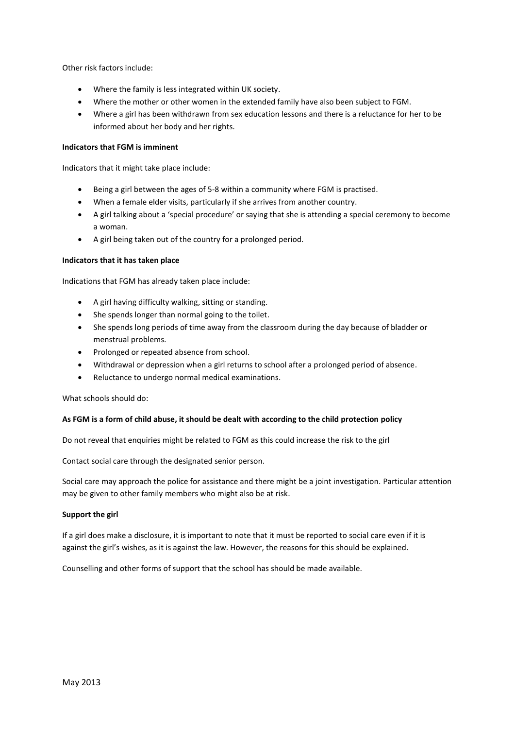Other risk factors include:

- Where the family is less integrated within UK society.
- Where the mother or other women in the extended family have also been subject to FGM.
- Where a girl has been withdrawn from sex education lessons and there is a reluctance for her to be informed about her body and her rights.

**Indicators that FGM is imminent**

Indicators that it might take place include:

- Being a girl between the ages of 5-8 within a community where FGM is practised.
- When a female elder visits, particularly if she arrives from another country.
- A girl talking about a 'special procedure' or saying that she is attending a special ceremony to become a woman.
- A girl being taken out of the country for a prolonged period.

**Indicators that it has taken place**

Indications that FGM has already taken place include:

- A girl having difficulty walking, sitting or standing.
- She spends longer than normal going to the toilet.
- She spends long periods of time away from the classroom during the day because of bladder or menstrual problems.
- Prolonged or repeated absence from school.
- Withdrawal or depression when a girl returns to school after a prolonged period of absence.
- Reluctance to undergo normal medical examinations.

What schools should do:

**As FGM is a form of child abuse, it should be dealt with according to the child protection policy**

Do not reveal that enquiries might be related to FGM as this could increase the risk to the girl

Contact social care through the designated senior person.

Social care may approach the police for assistance and there might be a joint investigation. Particular attention may be given to other family members who might also be at risk.

**Support the girl**

If a girl does make a disclosure, it is important to note that it must be reported to social care even if it is against the girl's wishes, as it is against the law. However, the reasons for this should be explained.

Counselling and other forms of support that the school has should be made available.

May 2013